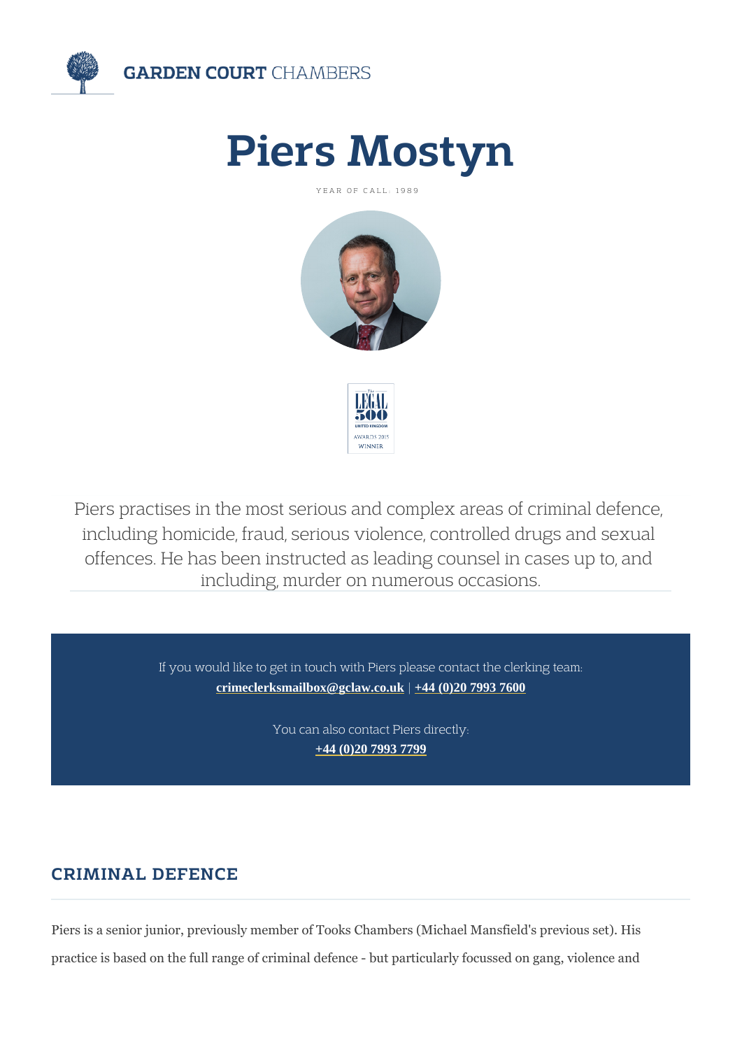GARDEN COURT CHAMBERS

# Piers Mostyn

YEAR OF CALL: 1989

The Legal 500 United Kingdom Awards 2015 Winner

Piers practises in the most serious and complex areas of criminal defence, including homicide, fraud, serious violence, controlled drugs and sexual offences. He has been instructed as leading counsel in cases up to, and including, murder on numerous occasions.

If you would like to get in touch with Piers please contact the clerking team:
**crimeclerksmailbox@gclaw.co.uk** | **+44 (0)20 7993 7600**

You can also contact Piers directly:
**+44 (0)20 7993 7799**

## CRIMINAL DEFENCE

Piers is a senior junior, previously member of Tooks Chambers (Michael Mansfield's previous set). His practice is based on the full range of criminal defence - but particularly focussed on gang, violence and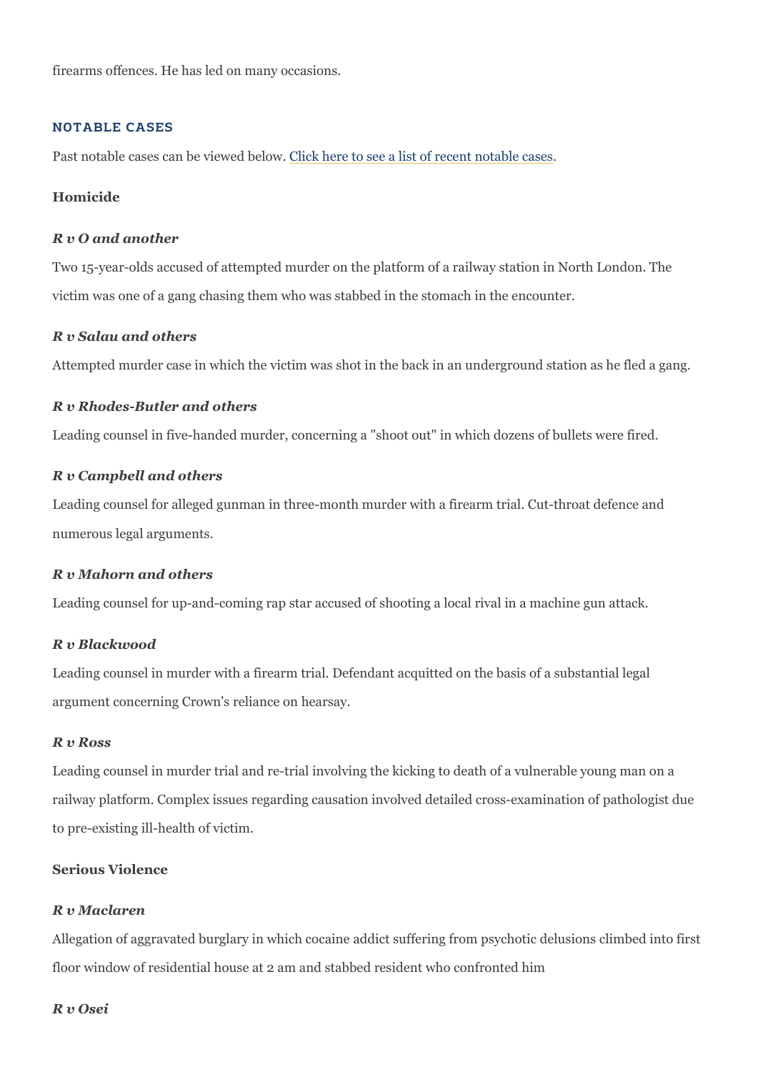firearms offences. He has led on many occasions.

## NOTABLE CASES

Past notable cases can be viewed below. [Click here to see a list of recent notable cases](#).

### Homicide

***R v O and another***

Two 15-year-olds accused of attempted murder on the platform of a railway station in North London. The victim was one of a gang chasing them who was stabbed in the stomach in the encounter.

***R v Salau and others***

Attempted murder case in which the victim was shot in the back in an underground station as he fled a gang.

***R v Rhodes-Butler and others***

Leading counsel in five-handed murder, concerning a "shoot out" in which dozens of bullets were fired.

***R v Campbell and others***

Leading counsel for alleged gunman in three-month murder with a firearm trial. Cut-throat defence and numerous legal arguments.

***R v Mahorn and others***

Leading counsel for up-and-coming rap star accused of shooting a local rival in a machine gun attack.

***R v Blackwood***

Leading counsel in murder with a firearm trial. Defendant acquitted on the basis of a substantial legal argument concerning Crown's reliance on hearsay.

***R v Ross***

Leading counsel in murder trial and re-trial involving the kicking to death of a vulnerable young man on a railway platform. Complex issues regarding causation involved detailed cross-examination of pathologist due to pre-existing ill-health of victim.

### Serious Violence

***R v Maclaren***

Allegation of aggravated burglary in which cocaine addict suffering from psychotic delusions climbed into first floor window of residential house at 2 am and stabbed resident who confronted him

***R v Osei***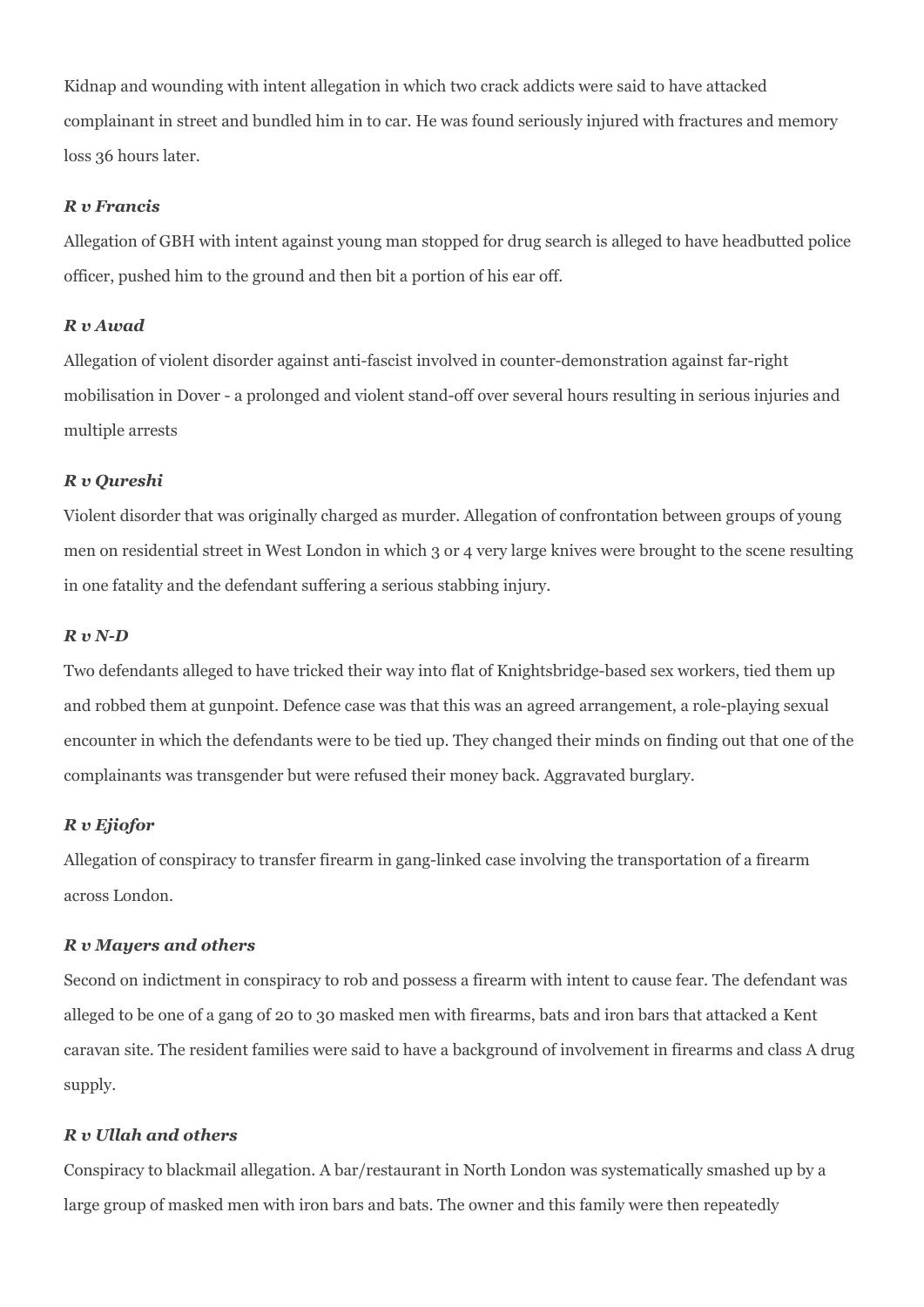Kidnap and wounding with intent allegation in which two crack addicts were said to have attacked complainant in street and bundled him in to car. He was found seriously injured with fractures and memory loss 36 hours later.

### *R v Francis*

Allegation of GBH with intent against young man stopped for drug search is alleged to have headbutted police officer, pushed him to the ground and then bit a portion of his ear off.

### *R v Awad*

Allegation of violent disorder against anti-fascist involved in counter-demonstration against far-right mobilisation in Dover - a prolonged and violent stand-off over several hours resulting in serious injuries and multiple arrests

### *R v Qureshi*

Violent disorder that was originally charged as murder. Allegation of confrontation between groups of young men on residential street in West London in which 3 or 4 very large knives were brought to the scene resulting in one fatality and the defendant suffering a serious stabbing injury.

### *R v N-D*

Two defendants alleged to have tricked their way into flat of Knightsbridge-based sex workers, tied them up and robbed them at gunpoint. Defence case was that this was an agreed arrangement, a role-playing sexual encounter in which the defendants were to be tied up. They changed their minds on finding out that one of the complainants was transgender but were refused their money back. Aggravated burglary.

### *R v Ejiofor*

Allegation of conspiracy to transfer firearm in gang-linked case involving the transportation of a firearm across London.

### *R v Mayers and others*

Second on indictment in conspiracy to rob and possess a firearm with intent to cause fear. The defendant was alleged to be one of a gang of 20 to 30 masked men with firearms, bats and iron bars that attacked a Kent caravan site. The resident families were said to have a background of involvement in firearms and class A drug supply.

### *R v Ullah and others*

Conspiracy to blackmail allegation. A bar/restaurant in North London was systematically smashed up by a large group of masked men with iron bars and bats. The owner and this family were then repeatedly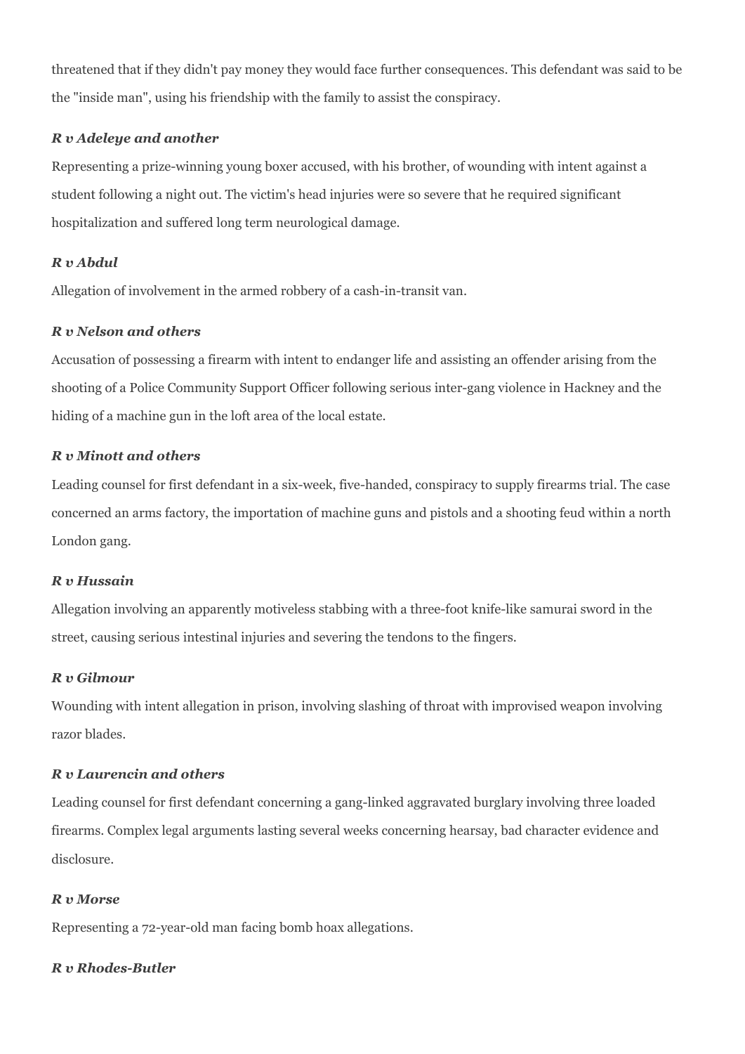threatened that if they didn't pay money they would face further consequences. This defendant was said to be the "inside man", using his friendship with the family to assist the conspiracy.

#### *R v Adeleye and another*

Representing a prize-winning young boxer accused, with his brother, of wounding with intent against a student following a night out. The victim's head injuries were so severe that he required significant hospitalization and suffered long term neurological damage.

#### *R v Abdul*

Allegation of involvement in the armed robbery of a cash-in-transit van.

#### *R v Nelson and others*

Accusation of possessing a firearm with intent to endanger life and assisting an offender arising from the shooting of a Police Community Support Officer following serious inter-gang violence in Hackney and the hiding of a machine gun in the loft area of the local estate.

#### *R v Minott and others*

Leading counsel for first defendant in a six-week, five-handed, conspiracy to supply firearms trial. The case concerned an arms factory, the importation of machine guns and pistols and a shooting feud within a north London gang.

#### *R v Hussain*

Allegation involving an apparently motiveless stabbing with a three-foot knife-like samurai sword in the street, causing serious intestinal injuries and severing the tendons to the fingers.

#### *R v Gilmour*

Wounding with intent allegation in prison, involving slashing of throat with improvised weapon involving razor blades.

#### *R v Laurencin and others*

Leading counsel for first defendant concerning a gang-linked aggravated burglary involving three loaded firearms. Complex legal arguments lasting several weeks concerning hearsay, bad character evidence and disclosure.

#### *R v Morse*

Representing a 72-year-old man facing bomb hoax allegations.

#### *R v Rhodes-Butler*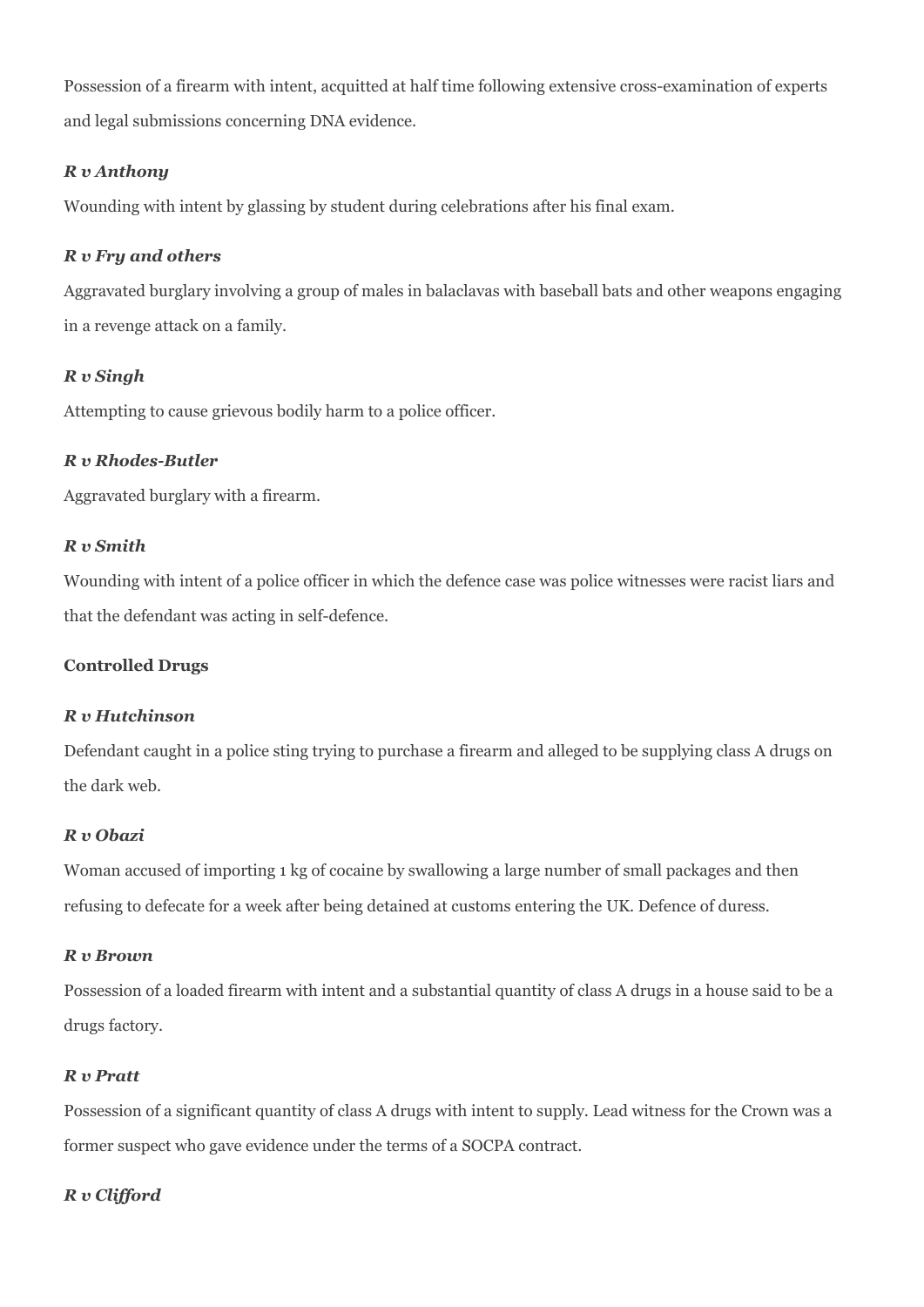Possession of a firearm with intent, acquitted at half time following extensive cross-examination of experts and legal submissions concerning DNA evidence.

***R v Anthony***

Wounding with intent by glassing by student during celebrations after his final exam.

***R v Fry and others***

Aggravated burglary involving a group of males in balaclavas with baseball bats and other weapons engaging in a revenge attack on a family.

***R v Singh***

Attempting to cause grievous bodily harm to a police officer.

***R v Rhodes-Butler***

Aggravated burglary with a firearm.

***R v Smith***

Wounding with intent of a police officer in which the defence case was police witnesses were racist liars and that the defendant was acting in self-defence.

**Controlled Drugs**

***R v Hutchinson***

Defendant caught in a police sting trying to purchase a firearm and alleged to be supplying class A drugs on the dark web.

***R v Obazi***

Woman accused of importing 1 kg of cocaine by swallowing a large number of small packages and then refusing to defecate for a week after being detained at customs entering the UK. Defence of duress.

***R v Brown***

Possession of a loaded firearm with intent and a substantial quantity of class A drugs in a house said to be a drugs factory.

***R v Pratt***

Possession of a significant quantity of class A drugs with intent to supply. Lead witness for the Crown was a former suspect who gave evidence under the terms of a SOCPA contract.

***R v Clifford***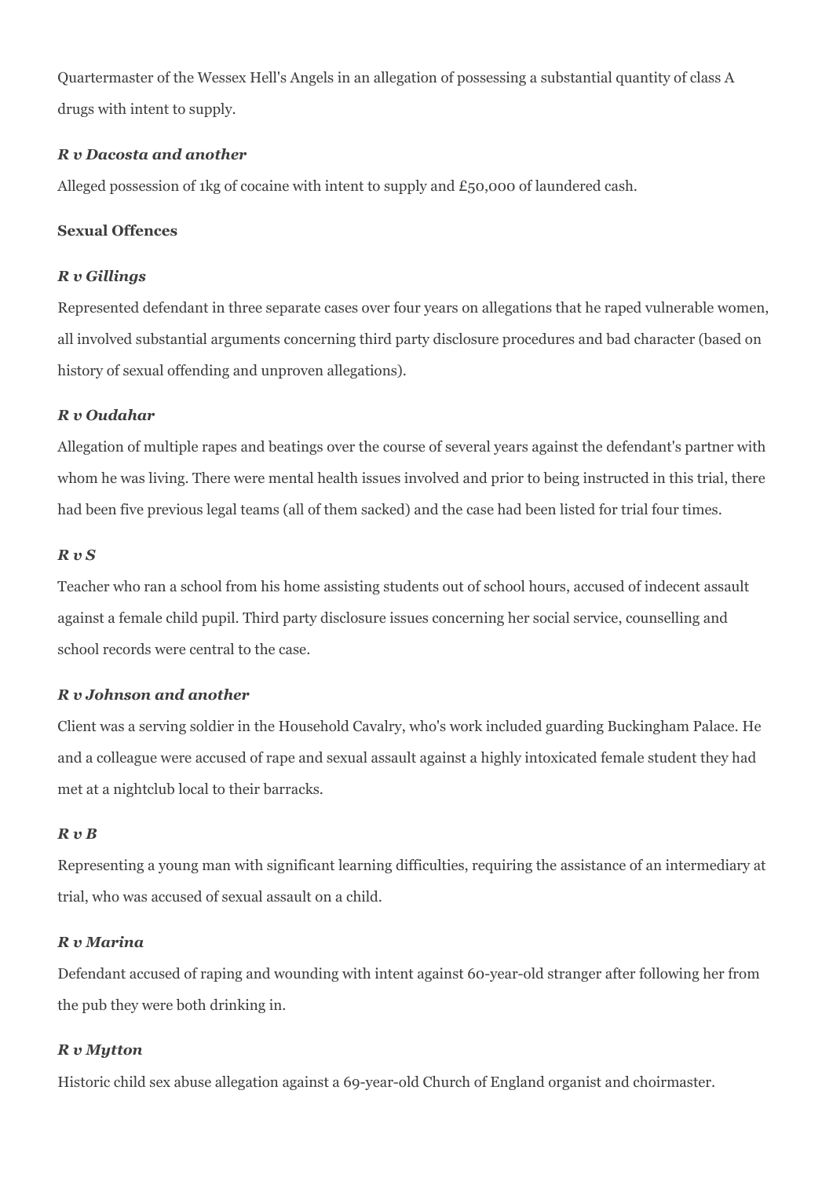Quartermaster of the Wessex Hell's Angels in an allegation of possessing a substantial quantity of class A drugs with intent to supply.

***R v Dacosta and another***

Alleged possession of 1kg of cocaine with intent to supply and £50,000 of laundered cash.

**Sexual Offences**

***R v Gillings***

Represented defendant in three separate cases over four years on allegations that he raped vulnerable women, all involved substantial arguments concerning third party disclosure procedures and bad character (based on history of sexual offending and unproven allegations).

***R v Oudahar***

Allegation of multiple rapes and beatings over the course of several years against the defendant's partner with whom he was living. There were mental health issues involved and prior to being instructed in this trial, there had been five previous legal teams (all of them sacked) and the case had been listed for trial four times.

***R v S***

Teacher who ran a school from his home assisting students out of school hours, accused of indecent assault against a female child pupil. Third party disclosure issues concerning her social service, counselling and school records were central to the case.

***R v Johnson and another***

Client was a serving soldier in the Household Cavalry, who's work included guarding Buckingham Palace. He and a colleague were accused of rape and sexual assault against a highly intoxicated female student they had met at a nightclub local to their barracks.

***R v B***

Representing a young man with significant learning difficulties, requiring the assistance of an intermediary at trial, who was accused of sexual assault on a child.

***R v Marina***

Defendant accused of raping and wounding with intent against 60-year-old stranger after following her from the pub they were both drinking in.

***R v Mytton***

Historic child sex abuse allegation against a 69-year-old Church of England organist and choirmaster.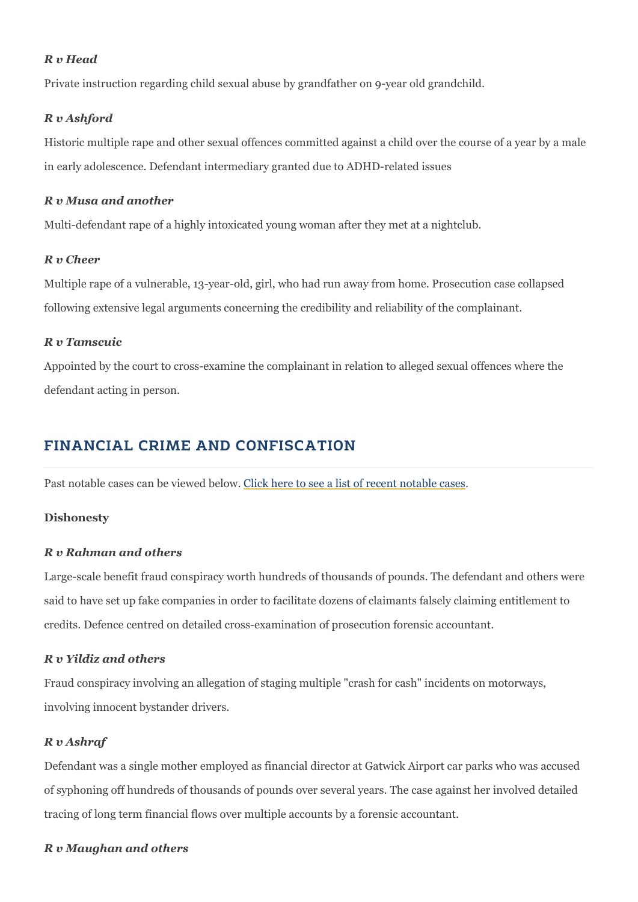***R v Head***

Private instruction regarding child sexual abuse by grandfather on 9-year old grandchild.

***R v Ashford***

Historic multiple rape and other sexual offences committed against a child over the course of a year by a male in early adolescence. Defendant intermediary granted due to ADHD-related issues

***R v Musa and another***

Multi-defendant rape of a highly intoxicated young woman after they met at a nightclub.

***R v Cheer***

Multiple rape of a vulnerable, 13-year-old, girl, who had run away from home. Prosecution case collapsed following extensive legal arguments concerning the credibility and reliability of the complainant.

***R v Tamscuic***

Appointed by the court to cross-examine the complainant in relation to alleged sexual offences where the defendant acting in person.

## FINANCIAL CRIME AND CONFISCATION

Past notable cases can be viewed below. Click here to see a list of recent notable cases.

**Dishonesty**

***R v Rahman and others***

Large-scale benefit fraud conspiracy worth hundreds of thousands of pounds. The defendant and others were said to have set up fake companies in order to facilitate dozens of claimants falsely claiming entitlement to credits. Defence centred on detailed cross-examination of prosecution forensic accountant.

***R v Yildiz and others***

Fraud conspiracy involving an allegation of staging multiple "crash for cash" incidents on motorways, involving innocent bystander drivers.

***R v Ashraf***

Defendant was a single mother employed as financial director at Gatwick Airport car parks who was accused of syphoning off hundreds of thousands of pounds over several years. The case against her involved detailed tracing of long term financial flows over multiple accounts by a forensic accountant.

***R v Maughan and others***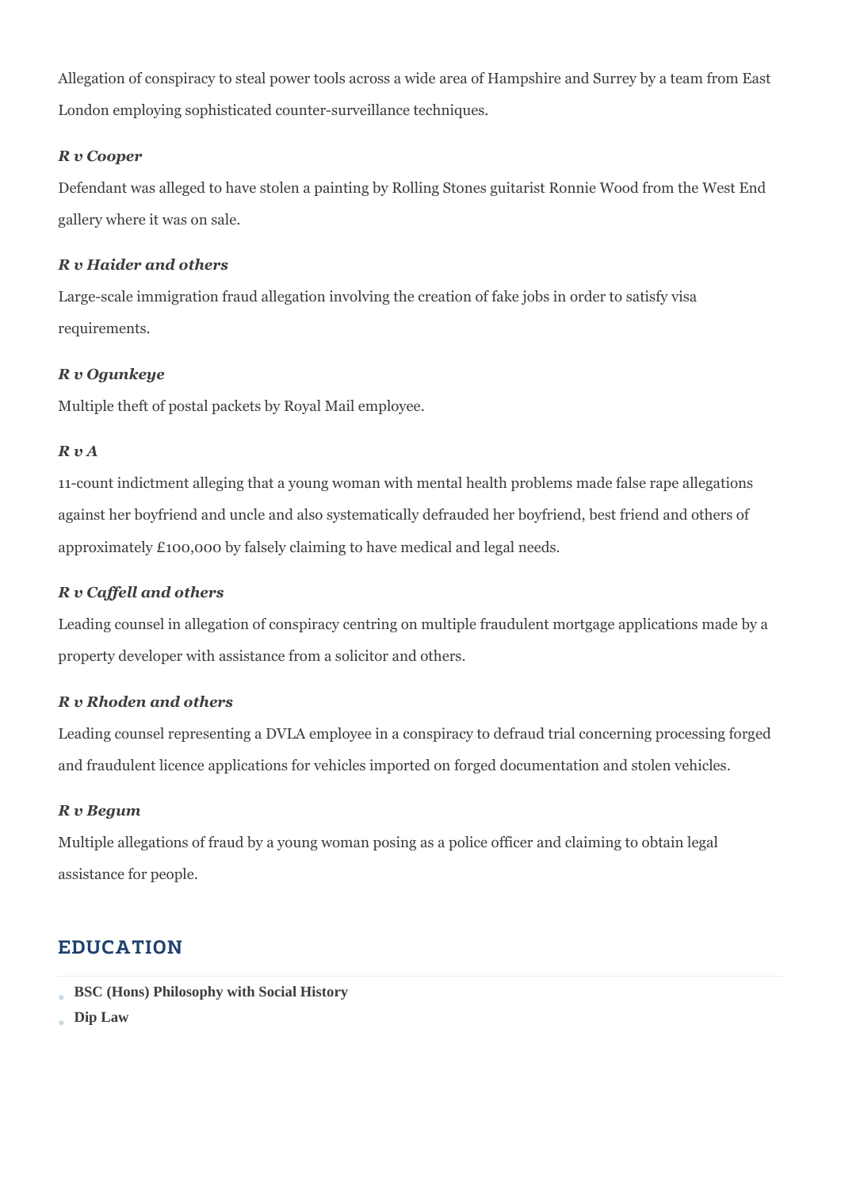Allegation of conspiracy to steal power tools across a wide area of Hampshire and Surrey by a team from East London employing sophisticated counter-surveillance techniques.

***R v Cooper***

Defendant was alleged to have stolen a painting by Rolling Stones guitarist Ronnie Wood from the West End gallery where it was on sale.

***R v Haider and others***

Large-scale immigration fraud allegation involving the creation of fake jobs in order to satisfy visa requirements.

***R v Ogunkeye***

Multiple theft of postal packets by Royal Mail employee.

***R v A***

11-count indictment alleging that a young woman with mental health problems made false rape allegations against her boyfriend and uncle and also systematically defrauded her boyfriend, best friend and others of approximately £100,000 by falsely claiming to have medical and legal needs.

***R v Caffell and others***

Leading counsel in allegation of conspiracy centring on multiple fraudulent mortgage applications made by a property developer with assistance from a solicitor and others.

***R v Rhoden and others***

Leading counsel representing a DVLA employee in a conspiracy to defraud trial concerning processing forged and fraudulent licence applications for vehicles imported on forged documentation and stolen vehicles.

***R v Begum***

Multiple allegations of fraud by a young woman posing as a police officer and claiming to obtain legal assistance for people.

## EDUCATION

- **BSC (Hons) Philosophy with Social History**
- **Dip Law**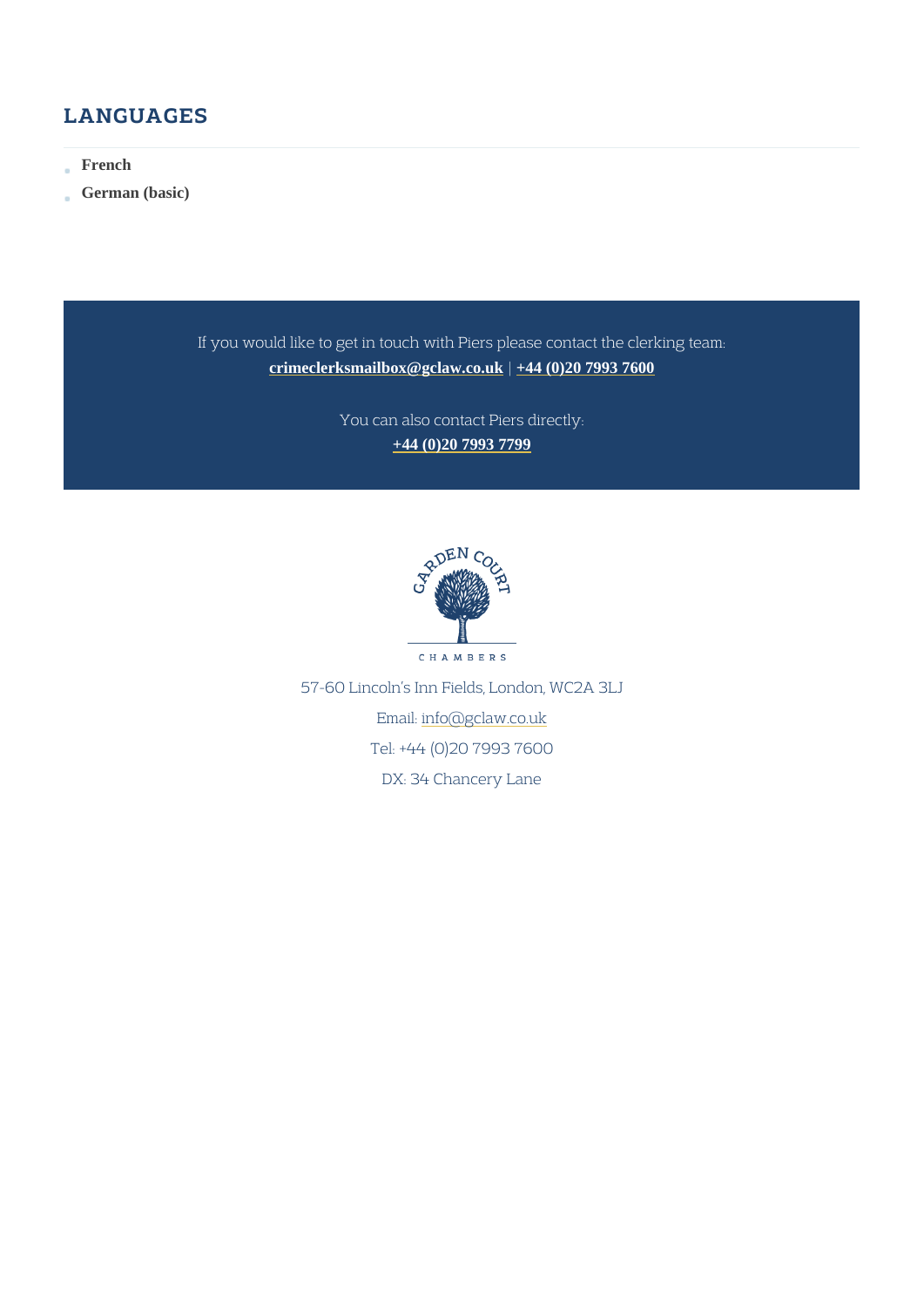## LANGUAGES

- **French**
- **German (basic)**

If you would like to get in touch with Piers please contact the clerking team:
**crimeclerksmailbox@gclaw.co.uk** | **+44 (0)20 7993 7600**

You can also contact Piers directly:
**+44 (0)20 7993 7799**

GARDEN COURT CHAMBERS

57-60 Lincoln's Inn Fields, London, WC2A 3LJ

Email: info@gclaw.co.uk

Tel: +44 (0)20 7993 7600

DX: 34 Chancery Lane